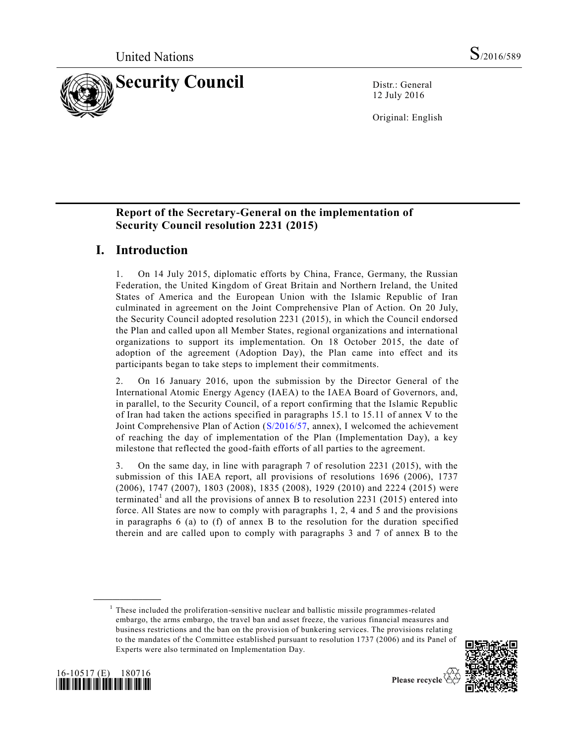United Nations S/2016/589

# Security Council

Distr.: General
12 July 2016

Original: English

## Report of the Secretary-General on the implementation of Security Council resolution 2231 (2015)

# I. Introduction

1. On 14 July 2015, diplomatic efforts by China, France, Germany, the Russian Federation, the United Kingdom of Great Britain and Northern Ireland, the United States of America and the European Union with the Islamic Republic of Iran culminated in agreement on the Joint Comprehensive Plan of Action. On 20 July, the Security Council adopted resolution 2231 (2015), in which the Council endorsed the Plan and called upon all Member States, regional organizations and international organizations to support its implementation. On 18 October 2015, the date of adoption of the agreement (Adoption Day), the Plan came into effect and its participants began to take steps to implement their commitments.

2. On 16 January 2016, upon the submission by the Director General of the International Atomic Energy Agency (IAEA) to the IAEA Board of Governors, and, in parallel, to the Security Council, of a report confirming that the Islamic Republic of Iran had taken the actions specified in paragraphs 15.1 to 15.11 of annex V to the Joint Comprehensive Plan of Action (S/2016/57, annex), I welcomed the achievement of reaching the day of implementation of the Plan (Implementation Day), a key milestone that reflected the good-faith efforts of all parties to the agreement.

3. On the same day, in line with paragraph 7 of resolution 2231 (2015), with the submission of this IAEA report, all provisions of resolutions 1696 (2006), 1737 (2006), 1747 (2007), 1803 (2008), 1835 (2008), 1929 (2010) and 2224 (2015) were terminated[1] and all the provisions of annex B to resolution 2231 (2015) entered into force. All States are now to comply with paragraphs 1, 2, 4 and 5 and the provisions in paragraphs 6 (a) to (f) of annex B to the resolution for the duration specified therein and are called upon to comply with paragraphs 3 and 7 of annex B to the

[1] These included the proliferation-sensitive nuclear and ballistic missile programmes-related embargo, the arms embargo, the travel ban and asset freeze, the various financial measures and business restrictions and the ban on the provision of bunkering services. The provisions relating to the mandates of the Committee established pursuant to resolution 1737 (2006) and its Panel of Experts were also terminated on Implementation Day.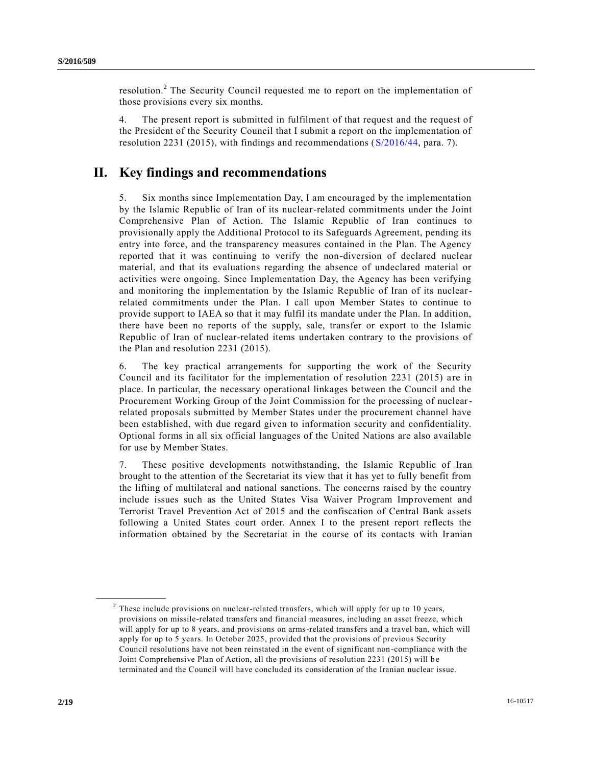resolution.[2] The Security Council requested me to report on the implementation of those provisions every six months.

4. The present report is submitted in fulfilment of that request and the request of the President of the Security Council that I submit a report on the implementation of resolution 2231 (2015), with findings and recommendations (S/2016/44, para. 7).

## II. Key findings and recommendations

5. Six months since Implementation Day, I am encouraged by the implementation by the Islamic Republic of Iran of its nuclear-related commitments under the Joint Comprehensive Plan of Action. The Islamic Republic of Iran continues to provisionally apply the Additional Protocol to its Safeguards Agreement, pending its entry into force, and the transparency measures contained in the Plan. The Agency reported that it was continuing to verify the non-diversion of declared nuclear material, and that its evaluations regarding the absence of undeclared material or activities were ongoing. Since Implementation Day, the Agency has been verifying and monitoring the implementation by the Islamic Republic of Iran of its nuclear-related commitments under the Plan. I call upon Member States to continue to provide support to IAEA so that it may fulfil its mandate under the Plan. In addition, there have been no reports of the supply, sale, transfer or export to the Islamic Republic of Iran of nuclear-related items undertaken contrary to the provisions of the Plan and resolution 2231 (2015).

6. The key practical arrangements for supporting the work of the Security Council and its facilitator for the implementation of resolution 2231 (2015) are in place. In particular, the necessary operational linkages between the Council and the Procurement Working Group of the Joint Commission for the processing of nuclear-related proposals submitted by Member States under the procurement channel have been established, with due regard given to information security and confidentiality. Optional forms in all six official languages of the United Nations are also available for use by Member States.

7. These positive developments notwithstanding, the Islamic Republic of Iran brought to the attention of the Secretariat its view that it has yet to fully benefit from the lifting of multilateral and national sanctions. The concerns raised by the country include issues such as the United States Visa Waiver Program Improvement and Terrorist Travel Prevention Act of 2015 and the confiscation of Central Bank assets following a United States court order. Annex I to the present report reflects the information obtained by the Secretariat in the course of its contacts with Iranian

---

[2] These include provisions on nuclear-related transfers, which will apply for up to 10 years, provisions on missile-related transfers and financial measures, including an asset freeze, which will apply for up to 8 years, and provisions on arms-related transfers and a travel ban, which will apply for up to 5 years. In October 2025, provided that the provisions of previous Security Council resolutions have not been reinstated in the event of significant non-compliance with the Joint Comprehensive Plan of Action, all the provisions of resolution 2231 (2015) will be terminated and the Council will have concluded its consideration of the Iranian nuclear issue.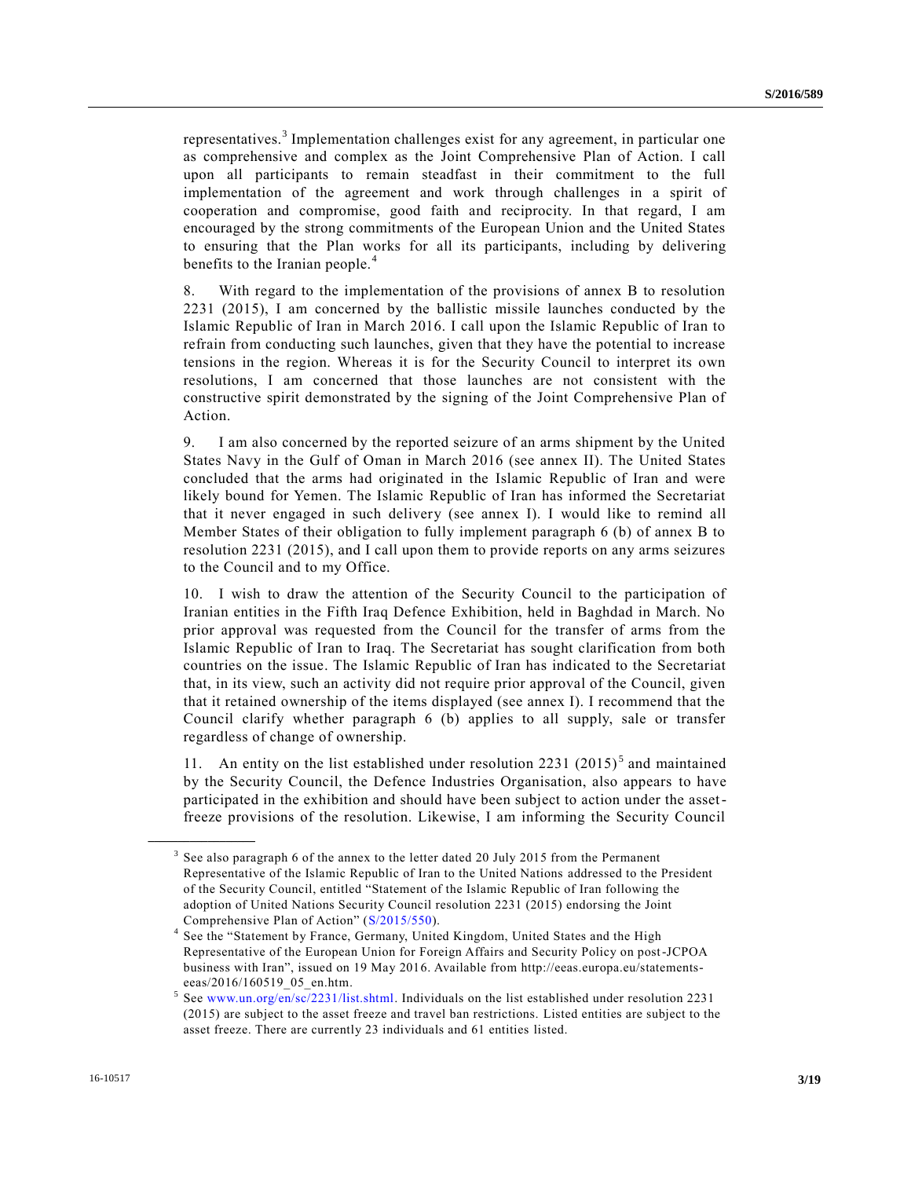representatives.[3] Implementation challenges exist for any agreement, in particular one as comprehensive and complex as the Joint Comprehensive Plan of Action. I call upon all participants to remain steadfast in their commitment to the full implementation of the agreement and work through challenges in a spirit of cooperation and compromise, good faith and reciprocity. In that regard, I am encouraged by the strong commitments of the European Union and the United States to ensuring that the Plan works for all its participants, including by delivering benefits to the Iranian people.[4]

8. With regard to the implementation of the provisions of annex B to resolution 2231 (2015), I am concerned by the ballistic missile launches conducted by the Islamic Republic of Iran in March 2016. I call upon the Islamic Republic of Iran to refrain from conducting such launches, given that they have the potential to increase tensions in the region. Whereas it is for the Security Council to interpret its own resolutions, I am concerned that those launches are not consistent with the constructive spirit demonstrated by the signing of the Joint Comprehensive Plan of Action.

9. I am also concerned by the reported seizure of an arms shipment by the United States Navy in the Gulf of Oman in March 2016 (see annex II). The United States concluded that the arms had originated in the Islamic Republic of Iran and were likely bound for Yemen. The Islamic Republic of Iran has informed the Secretariat that it never engaged in such delivery (see annex I). I would like to remind all Member States of their obligation to fully implement paragraph 6 (b) of annex B to resolution 2231 (2015), and I call upon them to provide reports on any arms seizures to the Council and to my Office.

10. I wish to draw the attention of the Security Council to the participation of Iranian entities in the Fifth Iraq Defence Exhibition, held in Baghdad in March. No prior approval was requested from the Council for the transfer of arms from the Islamic Republic of Iran to Iraq. The Secretariat has sought clarification from both countries on the issue. The Islamic Republic of Iran has indicated to the Secretariat that, in its view, such an activity did not require prior approval of the Council, given that it retained ownership of the items displayed (see annex I). I recommend that the Council clarify whether paragraph 6 (b) applies to all supply, sale or transfer regardless of change of ownership.

11. An entity on the list established under resolution 2231 (2015)[5] and maintained by the Security Council, the Defence Industries Organisation, also appears to have participated in the exhibition and should have been subject to action under the asset-freeze provisions of the resolution. Likewise, I am informing the Security Council

---

[3] See also paragraph 6 of the annex to the letter dated 20 July 2015 from the Permanent Representative of the Islamic Republic of Iran to the United Nations addressed to the President of the Security Council, entitled "Statement of the Islamic Republic of Iran following the adoption of United Nations Security Council resolution 2231 (2015) endorsing the Joint Comprehensive Plan of Action" (S/2015/550).

[4] See the "Statement by France, Germany, United Kingdom, United States and the High Representative of the European Union for Foreign Affairs and Security Policy on post-JCPOA business with Iran", issued on 19 May 2016. Available from http://eeas.europa.eu/statements-eeas/2016/160519_05_en.htm.

[5] See www.un.org/en/sc/2231/list.shtml. Individuals on the list established under resolution 2231 (2015) are subject to the asset freeze and travel ban restrictions. Listed entities are subject to the asset freeze. There are currently 23 individuals and 61 entities listed.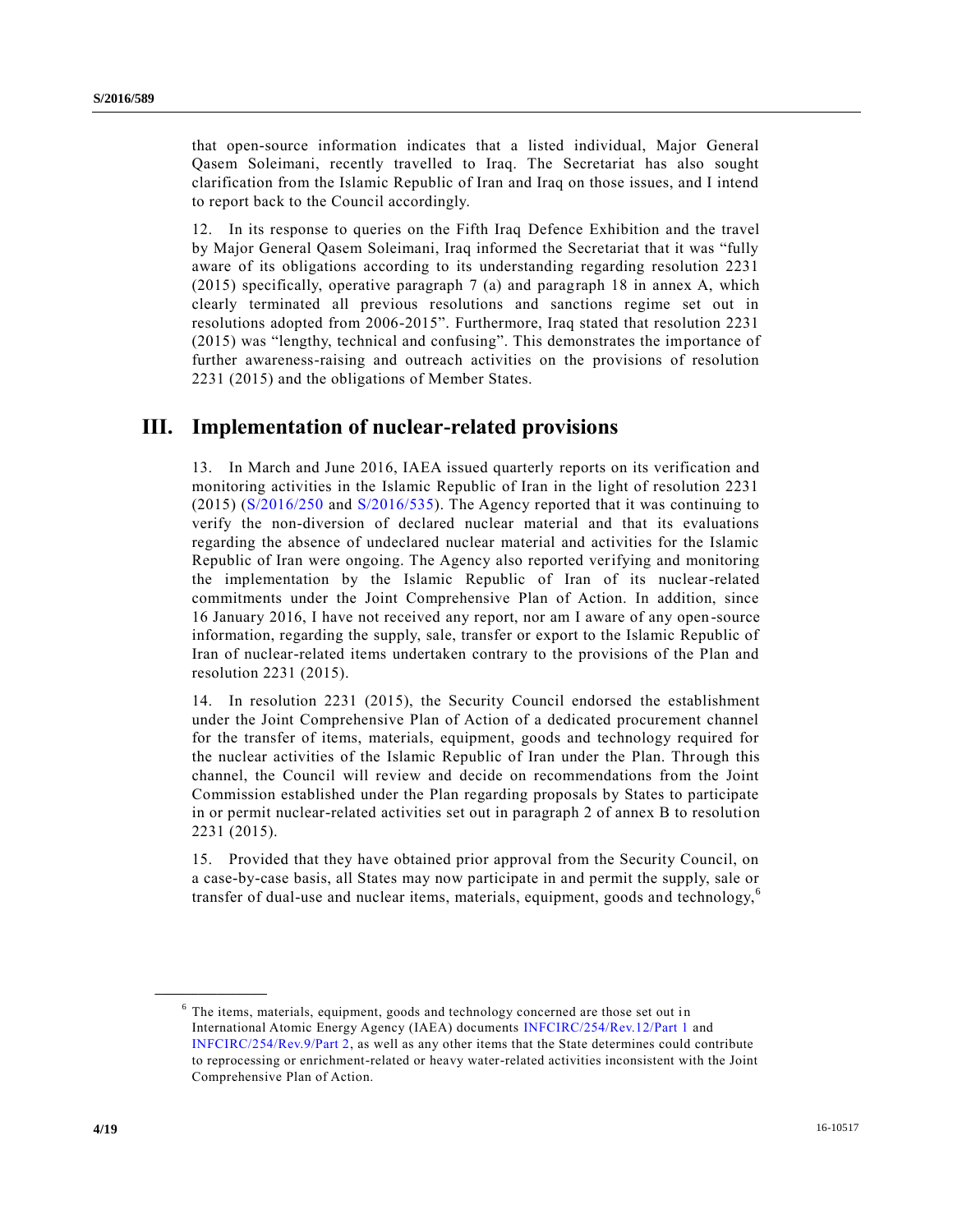that open-source information indicates that a listed individual, Major General Qasem Soleimani, recently travelled to Iraq. The Secretariat has also sought clarification from the Islamic Republic of Iran and Iraq on those issues, and I intend to report back to the Council accordingly.

12. In its response to queries on the Fifth Iraq Defence Exhibition and the travel by Major General Qasem Soleimani, Iraq informed the Secretariat that it was "fully aware of its obligations according to its understanding regarding resolution 2231 (2015) specifically, operative paragraph 7 (a) and paragraph 18 in annex A, which clearly terminated all previous resolutions and sanctions regime set out in resolutions adopted from 2006-2015". Furthermore, Iraq stated that resolution 2231 (2015) was "lengthy, technical and confusing". This demonstrates the importance of further awareness-raising and outreach activities on the provisions of resolution 2231 (2015) and the obligations of Member States.

## III. Implementation of nuclear-related provisions

13. In March and June 2016, IAEA issued quarterly reports on its verification and monitoring activities in the Islamic Republic of Iran in the light of resolution 2231 (2015) (S/2016/250 and S/2016/535). The Agency reported that it was continuing to verify the non-diversion of declared nuclear material and that its evaluations regarding the absence of undeclared nuclear material and activities for the Islamic Republic of Iran were ongoing. The Agency also reported verifying and monitoring the implementation by the Islamic Republic of Iran of its nuclear-related commitments under the Joint Comprehensive Plan of Action. In addition, since 16 January 2016, I have not received any report, nor am I aware of any open-source information, regarding the supply, sale, transfer or export to the Islamic Republic of Iran of nuclear-related items undertaken contrary to the provisions of the Plan and resolution 2231 (2015).

14. In resolution 2231 (2015), the Security Council endorsed the establishment under the Joint Comprehensive Plan of Action of a dedicated procurement channel for the transfer of items, materials, equipment, goods and technology required for the nuclear activities of the Islamic Republic of Iran under the Plan. Through this channel, the Council will review and decide on recommendations from the Joint Commission established under the Plan regarding proposals by States to participate in or permit nuclear-related activities set out in paragraph 2 of annex B to resolution 2231 (2015).

15. Provided that they have obtained prior approval from the Security Council, on a case-by-case basis, all States may now participate in and permit the supply, sale or transfer of dual-use and nuclear items, materials, equipment, goods and technology,[6]

[6] The items, materials, equipment, goods and technology concerned are those set out in International Atomic Energy Agency (IAEA) documents INFCIRC/254/Rev.12/Part 1 and INFCIRC/254/Rev.9/Part 2, as well as any other items that the State determines could contribute to reprocessing or enrichment-related or heavy water-related activities inconsistent with the Joint Comprehensive Plan of Action.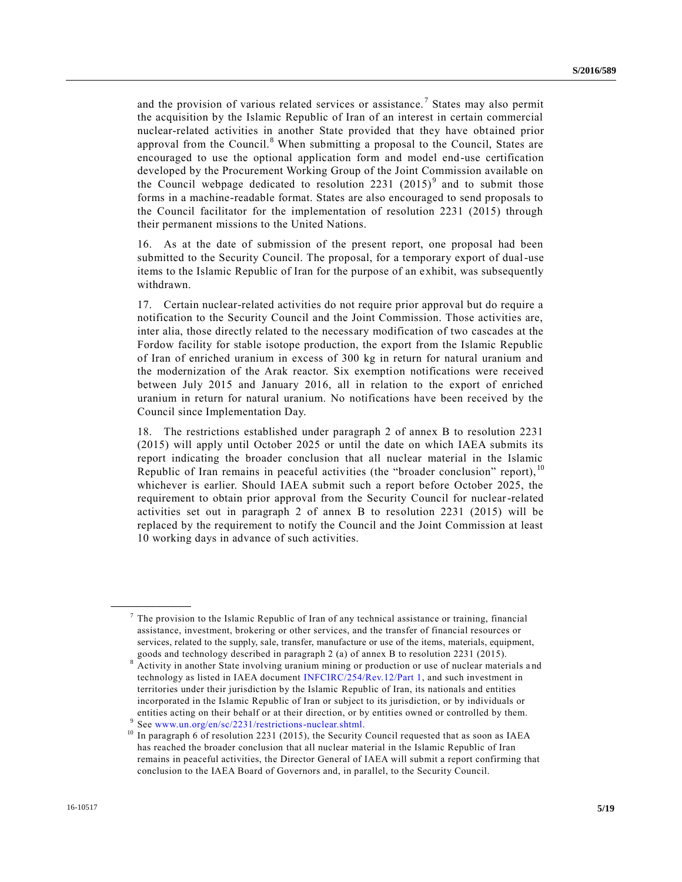and the provision of various related services or assistance.[7] States may also permit the acquisition by the Islamic Republic of Iran of an interest in certain commercial nuclear-related activities in another State provided that they have obtained prior approval from the Council.[8] When submitting a proposal to the Council, States are encouraged to use the optional application form and model end-use certification developed by the Procurement Working Group of the Joint Commission available on the Council webpage dedicated to resolution 2231 (2015)[9] and to submit those forms in a machine-readable format. States are also encouraged to send proposals to the Council facilitator for the implementation of resolution 2231 (2015) through their permanent missions to the United Nations.

16. As at the date of submission of the present report, one proposal had been submitted to the Security Council. The proposal, for a temporary export of dual-use items to the Islamic Republic of Iran for the purpose of an exhibit, was subsequently withdrawn.

17. Certain nuclear-related activities do not require prior approval but do require a notification to the Security Council and the Joint Commission. Those activities are, inter alia, those directly related to the necessary modification of two cascades at the Fordow facility for stable isotope production, the export from the Islamic Republic of Iran of enriched uranium in excess of 300 kg in return for natural uranium and the modernization of the Arak reactor. Six exemption notifications were received between July 2015 and January 2016, all in relation to the export of enriched uranium in return for natural uranium. No notifications have been received by the Council since Implementation Day.

18. The restrictions established under paragraph 2 of annex B to resolution 2231 (2015) will apply until October 2025 or until the date on which IAEA submits its report indicating the broader conclusion that all nuclear material in the Islamic Republic of Iran remains in peaceful activities (the "broader conclusion" report),[10] whichever is earlier. Should IAEA submit such a report before October 2025, the requirement to obtain prior approval from the Security Council for nuclear-related activities set out in paragraph 2 of annex B to resolution 2231 (2015) will be replaced by the requirement to notify the Council and the Joint Commission at least 10 working days in advance of such activities.

---

[7] The provision to the Islamic Republic of Iran of any technical assistance or training, financial assistance, investment, brokering or other services, and the transfer of financial resources or services, related to the supply, sale, transfer, manufacture or use of the items, materials, equipment, goods and technology described in paragraph 2 (a) of annex B to resolution 2231 (2015).

[8] Activity in another State involving uranium mining or production or use of nuclear materials and technology as listed in IAEA document INFCIRC/254/Rev.12/Part 1, and such investment in territories under their jurisdiction by the Islamic Republic of Iran, its nationals and entities incorporated in the Islamic Republic of Iran or subject to its jurisdiction, or by individuals or entities acting on their behalf or at their direction, or by entities owned or controlled by them.

[9] See www.un.org/en/sc/2231/restrictions-nuclear.shtml.

[10] In paragraph 6 of resolution 2231 (2015), the Security Council requested that as soon as IAEA has reached the broader conclusion that all nuclear material in the Islamic Republic of Iran remains in peaceful activities, the Director General of IAEA will submit a report confirming that conclusion to the IAEA Board of Governors and, in parallel, to the Security Council.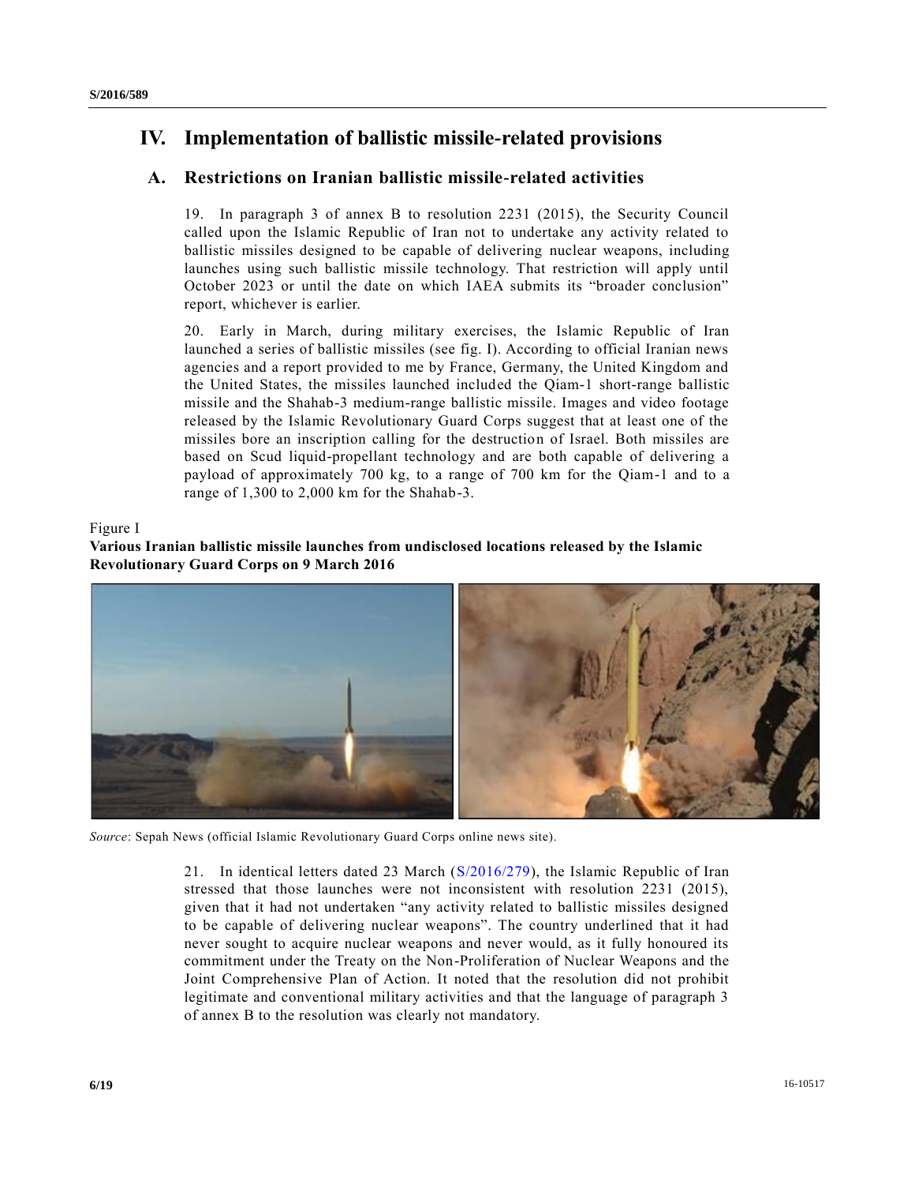# IV. Implementation of ballistic missile-related provisions

## A. Restrictions on Iranian ballistic missile-related activities

19. In paragraph 3 of annex B to resolution 2231 (2015), the Security Council called upon the Islamic Republic of Iran not to undertake any activity related to ballistic missiles designed to be capable of delivering nuclear weapons, including launches using such ballistic missile technology. That restriction will apply until October 2023 or until the date on which IAEA submits its "broader conclusion" report, whichever is earlier.

20. Early in March, during military exercises, the Islamic Republic of Iran launched a series of ballistic missiles (see fig. I). According to official Iranian news agencies and a report provided to me by France, Germany, the United Kingdom and the United States, the missiles launched included the Qiam-1 short-range ballistic missile and the Shahab-3 medium-range ballistic missile. Images and video footage released by the Islamic Revolutionary Guard Corps suggest that at least one of the missiles bore an inscription calling for the destruction of Israel. Both missiles are based on Scud liquid-propellant technology and are both capable of delivering a payload of approximately 700 kg, to a range of 700 km for the Qiam-1 and to a range of 1,300 to 2,000 km for the Shahab-3.

Figure I
**Various Iranian ballistic missile launches from undisclosed locations released by the Islamic Revolutionary Guard Corps on 9 March 2016**

*Source*: Sepah News (official Islamic Revolutionary Guard Corps online news site).

21. In identical letters dated 23 March (S/2016/279), the Islamic Republic of Iran stressed that those launches were not inconsistent with resolution 2231 (2015), given that it had not undertaken "any activity related to ballistic missiles designed to be capable of delivering nuclear weapons". The country underlined that it had never sought to acquire nuclear weapons and never would, as it fully honoured its commitment under the Treaty on the Non-Proliferation of Nuclear Weapons and the Joint Comprehensive Plan of Action. It noted that the resolution did not prohibit legitimate and conventional military activities and that the language of paragraph 3 of annex B to the resolution was clearly not mandatory.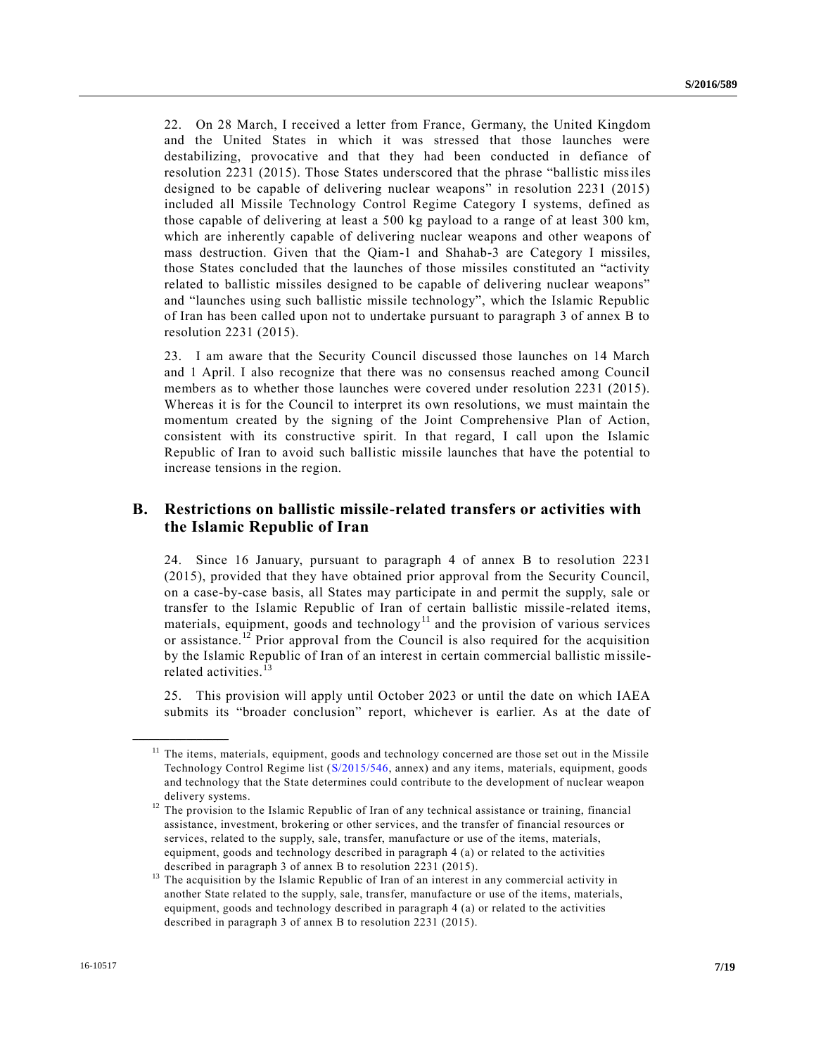22. On 28 March, I received a letter from France, Germany, the United Kingdom and the United States in which it was stressed that those launches were destabilizing, provocative and that they had been conducted in defiance of resolution 2231 (2015). Those States underscored that the phrase "ballistic missiles designed to be capable of delivering nuclear weapons" in resolution 2231 (2015) included all Missile Technology Control Regime Category I systems, defined as those capable of delivering at least a 500 kg payload to a range of at least 300 km, which are inherently capable of delivering nuclear weapons and other weapons of mass destruction. Given that the Qiam-1 and Shahab-3 are Category I missiles, those States concluded that the launches of those missiles constituted an "activity related to ballistic missiles designed to be capable of delivering nuclear weapons" and "launches using such ballistic missile technology", which the Islamic Republic of Iran has been called upon not to undertake pursuant to paragraph 3 of annex B to resolution 2231 (2015).

23. I am aware that the Security Council discussed those launches on 14 March and 1 April. I also recognize that there was no consensus reached among Council members as to whether those launches were covered under resolution 2231 (2015). Whereas it is for the Council to interpret its own resolutions, we must maintain the momentum created by the signing of the Joint Comprehensive Plan of Action, consistent with its constructive spirit. In that regard, I call upon the Islamic Republic of Iran to avoid such ballistic missile launches that have the potential to increase tensions in the region.

## B. Restrictions on ballistic missile-related transfers or activities with the Islamic Republic of Iran

24. Since 16 January, pursuant to paragraph 4 of annex B to resolution 2231 (2015), provided that they have obtained prior approval from the Security Council, on a case-by-case basis, all States may participate in and permit the supply, sale or transfer to the Islamic Republic of Iran of certain ballistic missile-related items, materials, equipment, goods and technology[11] and the provision of various services or assistance.[12] Prior approval from the Council is also required for the acquisition by the Islamic Republic of Iran of an interest in certain commercial ballistic missile-related activities.[13]

25. This provision will apply until October 2023 or until the date on which IAEA submits its "broader conclusion" report, whichever is earlier. As at the date of

---

[11] The items, materials, equipment, goods and technology concerned are those set out in the Missile Technology Control Regime list (S/2015/546, annex) and any items, materials, equipment, goods and technology that the State determines could contribute to the development of nuclear weapon delivery systems.

[12] The provision to the Islamic Republic of Iran of any technical assistance or training, financial assistance, investment, brokering or other services, and the transfer of financial resources or services, related to the supply, sale, transfer, manufacture or use of the items, materials, equipment, goods and technology described in paragraph 4 (a) or related to the activities described in paragraph 3 of annex B to resolution 2231 (2015).

[13] The acquisition by the Islamic Republic of Iran of an interest in any commercial activity in another State related to the supply, sale, transfer, manufacture or use of the items, materials, equipment, goods and technology described in paragraph 4 (a) or related to the activities described in paragraph 3 of annex B to resolution 2231 (2015).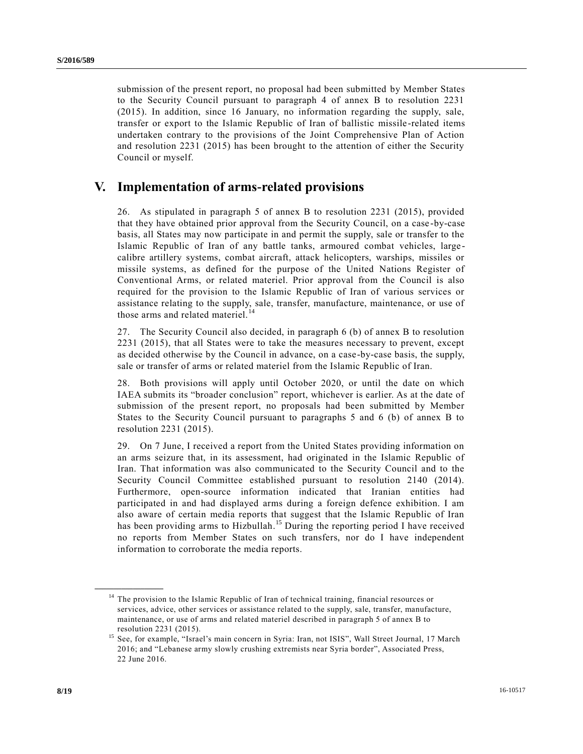submission of the present report, no proposal had been submitted by Member States to the Security Council pursuant to paragraph 4 of annex B to resolution 2231 (2015). In addition, since 16 January, no information regarding the supply, sale, transfer or export to the Islamic Republic of Iran of ballistic missile-related items undertaken contrary to the provisions of the Joint Comprehensive Plan of Action and resolution 2231 (2015) has been brought to the attention of either the Security Council or myself.

## V. Implementation of arms-related provisions

26. As stipulated in paragraph 5 of annex B to resolution 2231 (2015), provided that they have obtained prior approval from the Security Council, on a case-by-case basis, all States may now participate in and permit the supply, sale or transfer to the Islamic Republic of Iran of any battle tanks, armoured combat vehicles, large-calibre artillery systems, combat aircraft, attack helicopters, warships, missiles or missile systems, as defined for the purpose of the United Nations Register of Conventional Arms, or related materiel. Prior approval from the Council is also required for the provision to the Islamic Republic of Iran of various services or assistance relating to the supply, sale, transfer, manufacture, maintenance, or use of those arms and related materiel.[14]

27. The Security Council also decided, in paragraph 6 (b) of annex B to resolution 2231 (2015), that all States were to take the measures necessary to prevent, except as decided otherwise by the Council in advance, on a case-by-case basis, the supply, sale or transfer of arms or related materiel from the Islamic Republic of Iran.

28. Both provisions will apply until October 2020, or until the date on which IAEA submits its "broader conclusion" report, whichever is earlier. As at the date of submission of the present report, no proposals had been submitted by Member States to the Security Council pursuant to paragraphs 5 and 6 (b) of annex B to resolution 2231 (2015).

29. On 7 June, I received a report from the United States providing information on an arms seizure that, in its assessment, had originated in the Islamic Republic of Iran. That information was also communicated to the Security Council and to the Security Council Committee established pursuant to resolution 2140 (2014). Furthermore, open-source information indicated that Iranian entities had participated in and had displayed arms during a foreign defence exhibition. I am also aware of certain media reports that suggest that the Islamic Republic of Iran has been providing arms to Hizbullah.[15] During the reporting period I have received no reports from Member States on such transfers, nor do I have independent information to corroborate the media reports.

---

[14] The provision to the Islamic Republic of Iran of technical training, financial resources or services, advice, other services or assistance related to the supply, sale, transfer, manufacture, maintenance, or use of arms and related materiel described in paragraph 5 of annex B to resolution 2231 (2015).

[15] See, for example, "Israel's main concern in Syria: Iran, not ISIS", Wall Street Journal, 17 March 2016; and "Lebanese army slowly crushing extremists near Syria border", Associated Press, 22 June 2016.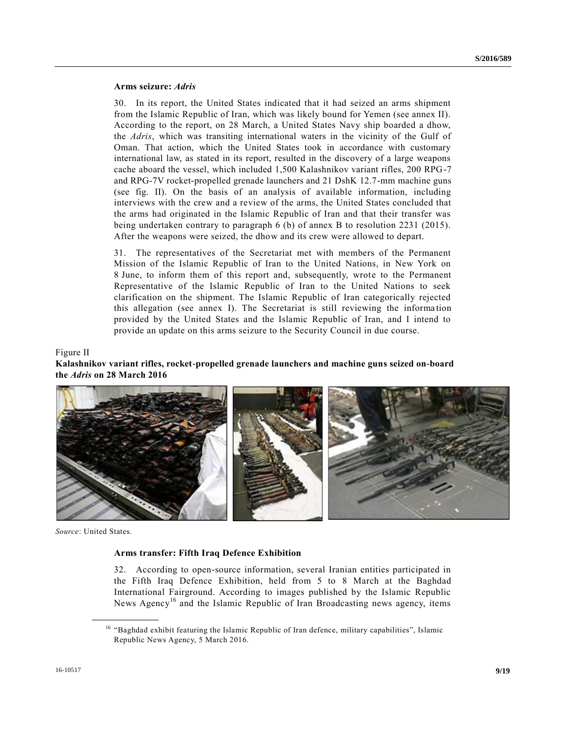**Arms seizure: *Adris***

30. In its report, the United States indicated that it had seized an arms shipment from the Islamic Republic of Iran, which was likely bound for Yemen (see annex II). According to the report, on 28 March, a United States Navy ship boarded a dhow, the *Adris*, which was transiting international waters in the vicinity of the Gulf of Oman. That action, which the United States took in accordance with customary international law, as stated in its report, resulted in the discovery of a large weapons cache aboard the vessel, which included 1,500 Kalashnikov variant rifles, 200 RPG-7 and RPG-7V rocket-propelled grenade launchers and 21 DshK 12.7-mm machine guns (see fig. II). On the basis of an analysis of available information, including interviews with the crew and a review of the arms, the United States concluded that the arms had originated in the Islamic Republic of Iran and that their transfer was being undertaken contrary to paragraph 6 (b) of annex B to resolution 2231 (2015). After the weapons were seized, the dhow and its crew were allowed to depart.

31. The representatives of the Secretariat met with members of the Permanent Mission of the Islamic Republic of Iran to the United Nations, in New York on 8 June, to inform them of this report and, subsequently, wrote to the Permanent Representative of the Islamic Republic of Iran to the United Nations to seek clarification on the shipment. The Islamic Republic of Iran categorically rejected this allegation (see annex I). The Secretariat is still reviewing the information provided by the United States and the Islamic Republic of Iran, and I intend to provide an update on this arms seizure to the Security Council in due course.

Figure II
**Kalashnikov variant rifles, rocket-propelled grenade launchers and machine guns seized on-board the *Adris* on 28 March 2016**

*Source*: United States.

**Arms transfer: Fifth Iraq Defence Exhibition**

32. According to open-source information, several Iranian entities participated in the Fifth Iraq Defence Exhibition, held from 5 to 8 March at the Baghdad International Fairground. According to images published by the Islamic Republic News Agency[16] and the Islamic Republic of Iran Broadcasting news agency, items

[16] "Baghdad exhibit featuring the Islamic Republic of Iran defence, military capabilities", Islamic Republic News Agency, 5 March 2016.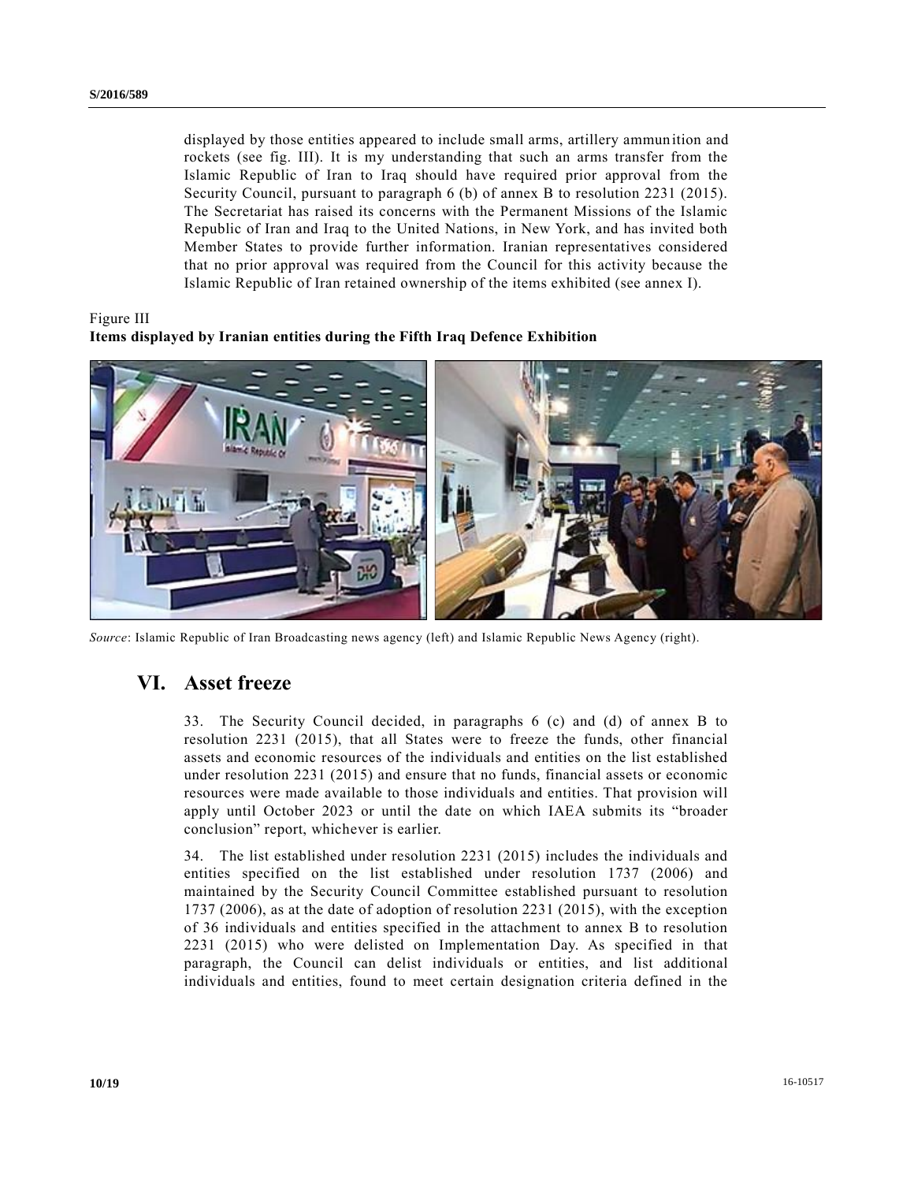displayed by those entities appeared to include small arms, artillery ammunition and rockets (see fig. III). It is my understanding that such an arms transfer from the Islamic Republic of Iran to Iraq should have required prior approval from the Security Council, pursuant to paragraph 6 (b) of annex B to resolution 2231 (2015). The Secretariat has raised its concerns with the Permanent Missions of the Islamic Republic of Iran and Iraq to the United Nations, in New York, and has invited both Member States to provide further information. Iranian representatives considered that no prior approval was required from the Council for this activity because the Islamic Republic of Iran retained ownership of the items exhibited (see annex I).

Figure III
**Items displayed by Iranian entities during the Fifth Iraq Defence Exhibition**

*Source*: Islamic Republic of Iran Broadcasting news agency (left) and Islamic Republic News Agency (right).

## VI. Asset freeze

33. The Security Council decided, in paragraphs 6 (c) and (d) of annex B to resolution 2231 (2015), that all States were to freeze the funds, other financial assets and economic resources of the individuals and entities on the list established under resolution 2231 (2015) and ensure that no funds, financial assets or economic resources were made available to those individuals and entities. That provision will apply until October 2023 or until the date on which IAEA submits its "broader conclusion" report, whichever is earlier.

34. The list established under resolution 2231 (2015) includes the individuals and entities specified on the list established under resolution 1737 (2006) and maintained by the Security Council Committee established pursuant to resolution 1737 (2006), as at the date of adoption of resolution 2231 (2015), with the exception of 36 individuals and entities specified in the attachment to annex B to resolution 2231 (2015) who were delisted on Implementation Day. As specified in that paragraph, the Council can delist individuals or entities, and list additional individuals and entities, found to meet certain designation criteria defined in the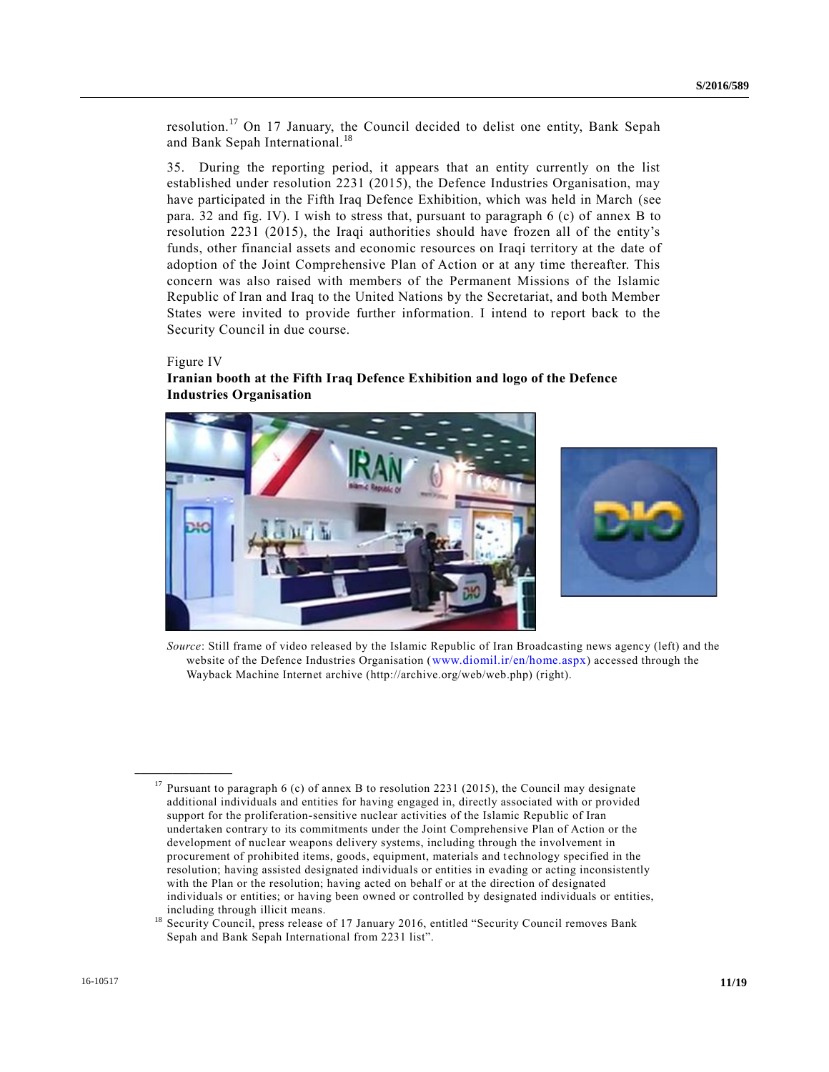resolution.[17] On 17 January, the Council decided to delist one entity, Bank Sepah and Bank Sepah International.[18]

35. During the reporting period, it appears that an entity currently on the list established under resolution 2231 (2015), the Defence Industries Organisation, may have participated in the Fifth Iraq Defence Exhibition, which was held in March (see para. 32 and fig. IV). I wish to stress that, pursuant to paragraph 6 (c) of annex B to resolution 2231 (2015), the Iraqi authorities should have frozen all of the entity's funds, other financial assets and economic resources on Iraqi territory at the date of adoption of the Joint Comprehensive Plan of Action or at any time thereafter. This concern was also raised with members of the Permanent Missions of the Islamic Republic of Iran and Iraq to the United Nations by the Secretariat, and both Member States were invited to provide further information. I intend to report back to the Security Council in due course.

Figure IV

**Iranian booth at the Fifth Iraq Defence Exhibition and logo of the Defence Industries Organisation**

*Source*: Still frame of video released by the Islamic Republic of Iran Broadcasting news agency (left) and the website of the Defence Industries Organisation (www.diomil.ir/en/home.aspx) accessed through the Wayback Machine Internet archive (http://archive.org/web/web.php) (right).

---

[17] Pursuant to paragraph 6 (c) of annex B to resolution 2231 (2015), the Council may designate additional individuals and entities for having engaged in, directly associated with or provided support for the proliferation-sensitive nuclear activities of the Islamic Republic of Iran undertaken contrary to its commitments under the Joint Comprehensive Plan of Action or the development of nuclear weapons delivery systems, including through the involvement in procurement of prohibited items, goods, equipment, materials and technology specified in the resolution; having assisted designated individuals or entities in evading or acting inconsistently with the Plan or the resolution; having acted on behalf or at the direction of designated individuals or entities; or having been owned or controlled by designated individuals or entities, including through illicit means.

[18] Security Council, press release of 17 January 2016, entitled "Security Council removes Bank Sepah and Bank Sepah International from 2231 list".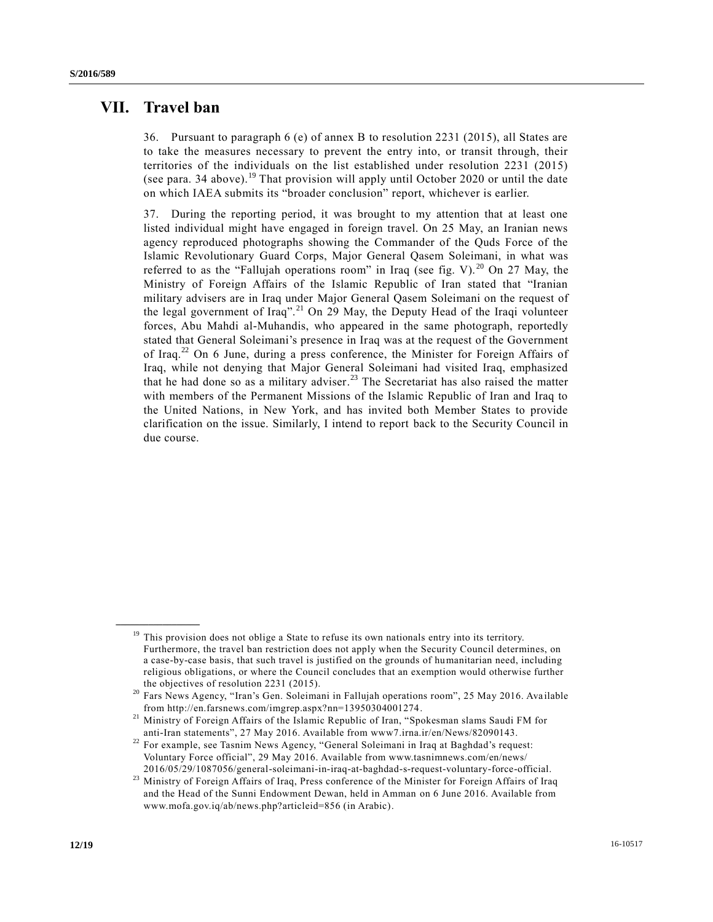# VII. Travel ban

36. Pursuant to paragraph 6 (e) of annex B to resolution 2231 (2015), all States are to take the measures necessary to prevent the entry into, or transit through, their territories of the individuals on the list established under resolution 2231 (2015) (see para. 34 above).[19] That provision will apply until October 2020 or until the date on which IAEA submits its "broader conclusion" report, whichever is earlier.

37. During the reporting period, it was brought to my attention that at least one listed individual might have engaged in foreign travel. On 25 May, an Iranian news agency reproduced photographs showing the Commander of the Quds Force of the Islamic Revolutionary Guard Corps, Major General Qasem Soleimani, in what was referred to as the "Fallujah operations room" in Iraq (see fig. V).[20] On 27 May, the Ministry of Foreign Affairs of the Islamic Republic of Iran stated that "Iranian military advisers are in Iraq under Major General Qasem Soleimani on the request of the legal government of Iraq".[21] On 29 May, the Deputy Head of the Iraqi volunteer forces, Abu Mahdi al-Muhandis, who appeared in the same photograph, reportedly stated that General Soleimani's presence in Iraq was at the request of the Government of Iraq.[22] On 6 June, during a press conference, the Minister for Foreign Affairs of Iraq, while not denying that Major General Soleimani had visited Iraq, emphasized that he had done so as a military adviser.[23] The Secretariat has also raised the matter with members of the Permanent Missions of the Islamic Republic of Iran and Iraq to the United Nations, in New York, and has invited both Member States to provide clarification on the issue. Similarly, I intend to report back to the Security Council in due course.

---

[19] This provision does not oblige a State to refuse its own nationals entry into its territory. Furthermore, the travel ban restriction does not apply when the Security Council determines, on a case-by-case basis, that such travel is justified on the grounds of humanitarian need, including religious obligations, or where the Council concludes that an exemption would otherwise further the objectives of resolution 2231 (2015).

[20] Fars News Agency, "Iran's Gen. Soleimani in Fallujah operations room", 25 May 2016. Available from http://en.farsnews.com/imgrep.aspx?nn=13950304001274.

[21] Ministry of Foreign Affairs of the Islamic Republic of Iran, "Spokesman slams Saudi FM for anti-Iran statements", 27 May 2016. Available from www7.irna.ir/en/News/82090143.

[22] For example, see Tasnim News Agency, "General Soleimani in Iraq at Baghdad's request: Voluntary Force official", 29 May 2016. Available from www.tasnimnews.com/en/news/2016/05/29/1087056/general-soleimani-in-iraq-at-baghdad-s-request-voluntary-force-official.

[23] Ministry of Foreign Affairs of Iraq, Press conference of the Minister for Foreign Affairs of Iraq and the Head of the Sunni Endowment Dewan, held in Amman on 6 June 2016. Available from www.mofa.gov.iq/ab/news.php?articleid=856 (in Arabic).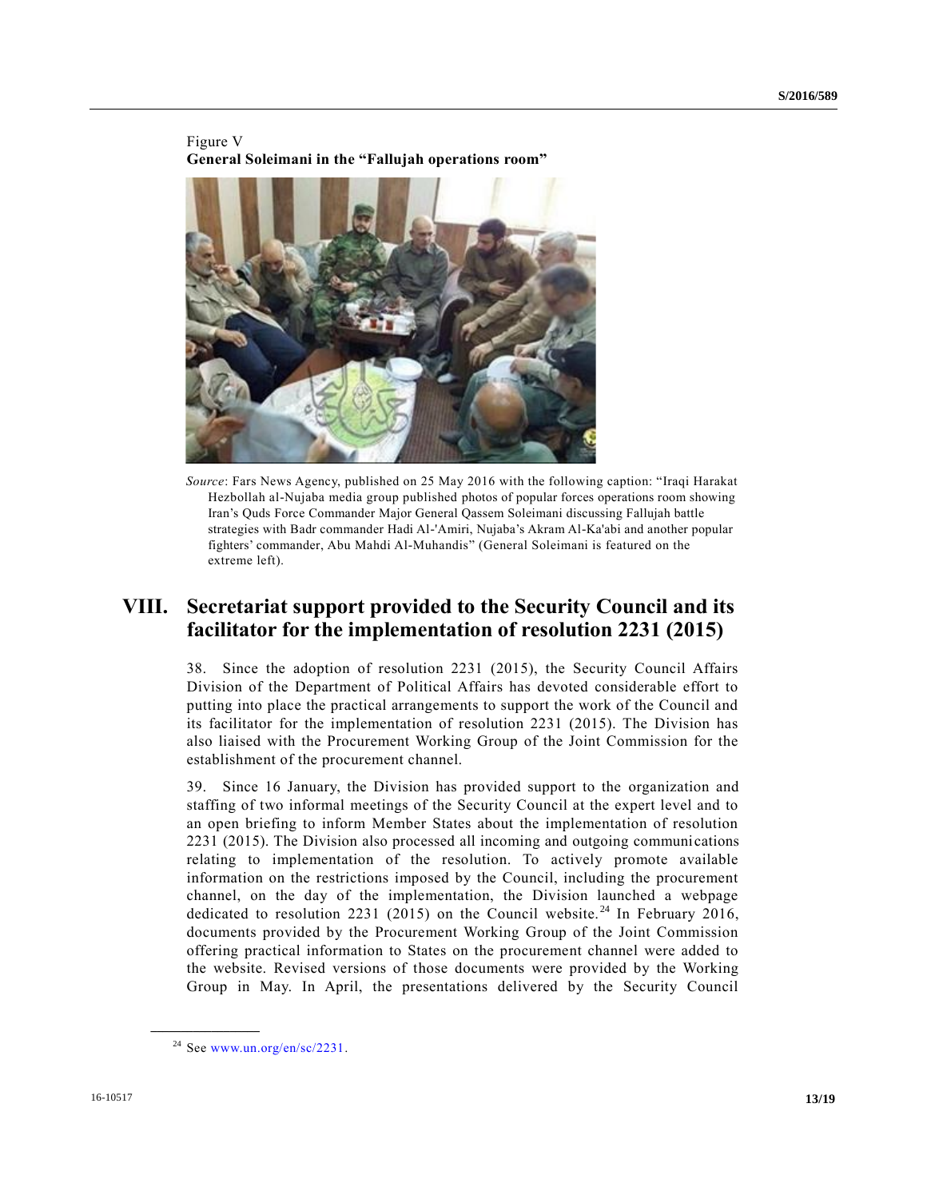Figure V

**General Soleimani in the "Fallujah operations room"**

*Source*: Fars News Agency, published on 25 May 2016 with the following caption: "Iraqi Harakat Hezbollah al-Nujaba media group published photos of popular forces operations room showing Iran's Quds Force Commander Major General Qassem Soleimani discussing Fallujah battle strategies with Badr commander Hadi Al-'Amiri, Nujaba's Akram Al-Ka'abi and another popular fighters' commander, Abu Mahdi Al-Muhandis" (General Soleimani is featured on the extreme left).

# VIII. Secretariat support provided to the Security Council and its facilitator for the implementation of resolution 2231 (2015)

38. Since the adoption of resolution 2231 (2015), the Security Council Affairs Division of the Department of Political Affairs has devoted considerable effort to putting into place the practical arrangements to support the work of the Council and its facilitator for the implementation of resolution 2231 (2015). The Division has also liaised with the Procurement Working Group of the Joint Commission for the establishment of the procurement channel.

39. Since 16 January, the Division has provided support to the organization and staffing of two informal meetings of the Security Council at the expert level and to an open briefing to inform Member States about the implementation of resolution 2231 (2015). The Division also processed all incoming and outgoing communications relating to implementation of the resolution. To actively promote available information on the restrictions imposed by the Council, including the procurement channel, on the day of the implementation, the Division launched a webpage dedicated to resolution 2231 (2015) on the Council website.[24] In February 2016, documents provided by the Procurement Working Group of the Joint Commission offering practical information to States on the procurement channel were added to the website. Revised versions of those documents were provided by the Working Group in May. In April, the presentations delivered by the Security Council

[24] See www.un.org/en/sc/2231.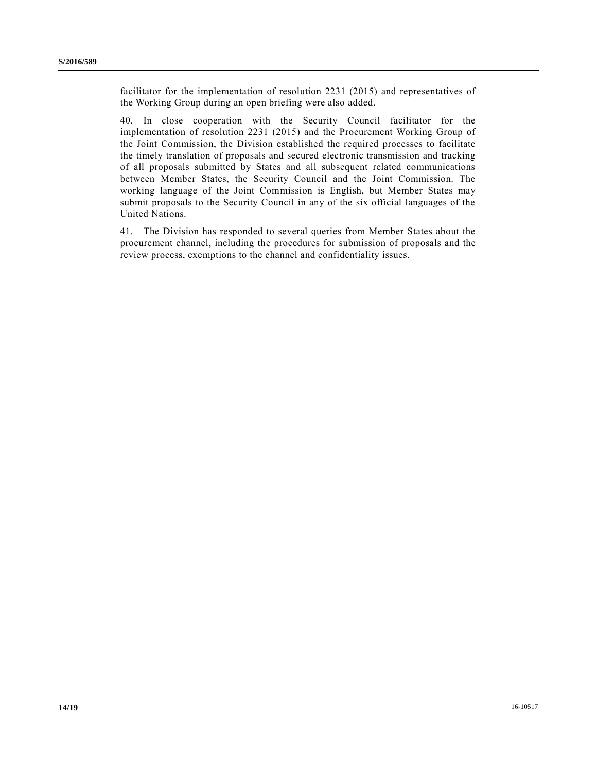facilitator for the implementation of resolution 2231 (2015) and representatives of the Working Group during an open briefing were also added.

40. In close cooperation with the Security Council facilitator for the implementation of resolution 2231 (2015) and the Procurement Working Group of the Joint Commission, the Division established the required processes to facilitate the timely translation of proposals and secured electronic transmission and tracking of all proposals submitted by States and all subsequent related communications between Member States, the Security Council and the Joint Commission. The working language of the Joint Commission is English, but Member States may submit proposals to the Security Council in any of the six official languages of the United Nations.

41. The Division has responded to several queries from Member States about the procurement channel, including the procedures for submission of proposals and the review process, exemptions to the channel and confidentiality issues.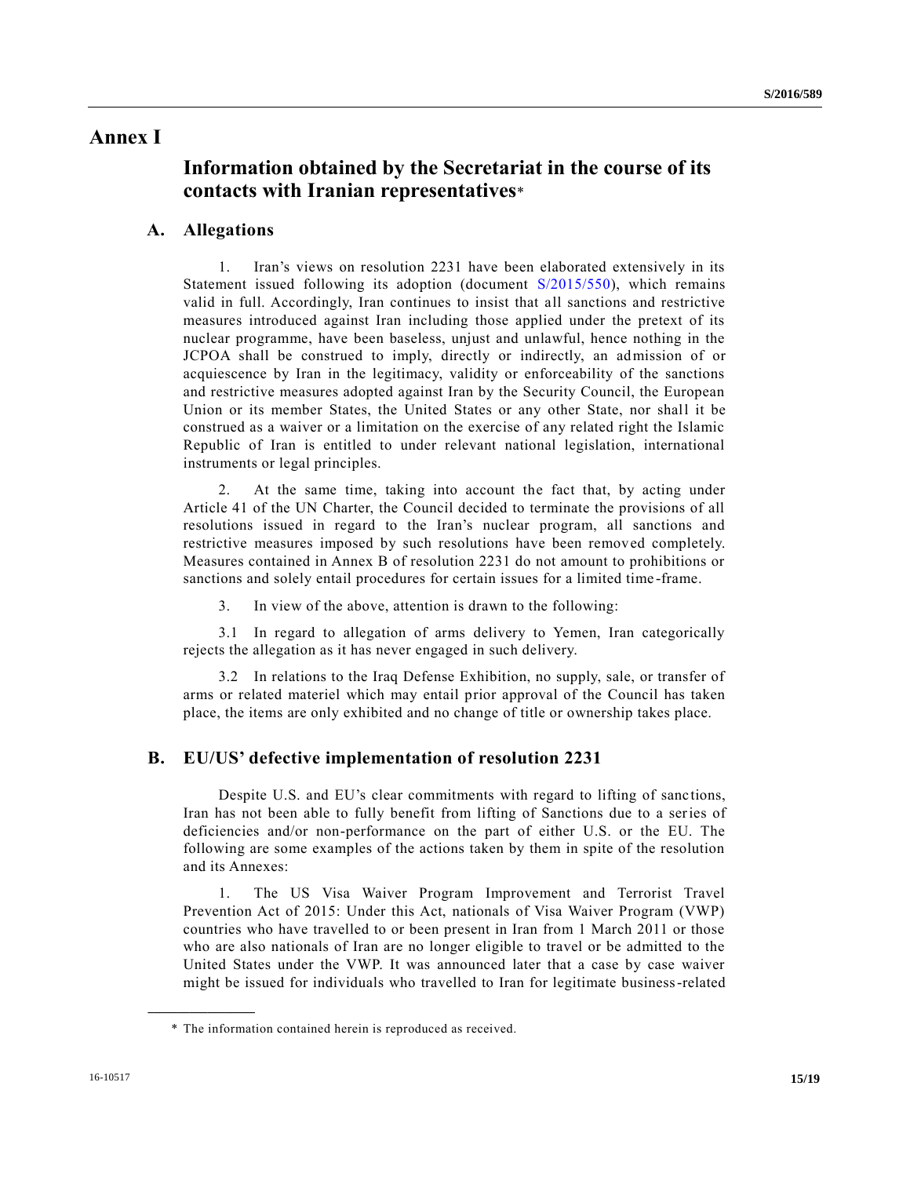# Annex I

## Information obtained by the Secretariat in the course of its contacts with Iranian representatives*

### A. Allegations

1. Iran's views on resolution 2231 have been elaborated extensively in its Statement issued following its adoption (document S/2015/550), which remains valid in full. Accordingly, Iran continues to insist that all sanctions and restrictive measures introduced against Iran including those applied under the pretext of its nuclear programme, have been baseless, unjust and unlawful, hence nothing in the JCPOA shall be construed to imply, directly or indirectly, an admission of or acquiescence by Iran in the legitimacy, validity or enforceability of the sanctions and restrictive measures adopted against Iran by the Security Council, the European Union or its member States, the United States or any other State, nor shall it be construed as a waiver or a limitation on the exercise of any related right the Islamic Republic of Iran is entitled to under relevant national legislation, international instruments or legal principles.

2. At the same time, taking into account the fact that, by acting under Article 41 of the UN Charter, the Council decided to terminate the provisions of all resolutions issued in regard to the Iran's nuclear program, all sanctions and restrictive measures imposed by such resolutions have been removed completely. Measures contained in Annex B of resolution 2231 do not amount to prohibitions or sanctions and solely entail procedures for certain issues for a limited time-frame.

3. In view of the above, attention is drawn to the following:

3.1 In regard to allegation of arms delivery to Yemen, Iran categorically rejects the allegation as it has never engaged in such delivery.

3.2 In relations to the Iraq Defense Exhibition, no supply, sale, or transfer of arms or related materiel which may entail prior approval of the Council has taken place, the items are only exhibited and no change of title or ownership takes place.

### B. EU/US' defective implementation of resolution 2231

Despite U.S. and EU's clear commitments with regard to lifting of sanctions, Iran has not been able to fully benefit from lifting of Sanctions due to a series of deficiencies and/or non-performance on the part of either U.S. or the EU. The following are some examples of the actions taken by them in spite of the resolution and its Annexes:

1. The US Visa Waiver Program Improvement and Terrorist Travel Prevention Act of 2015: Under this Act, nationals of Visa Waiver Program (VWP) countries who have travelled to or been present in Iran from 1 March 2011 or those who are also nationals of Iran are no longer eligible to travel or be admitted to the United States under the VWP. It was announced later that a case by case waiver might be issued for individuals who travelled to Iran for legitimate business-related

\* The information contained herein is reproduced as received.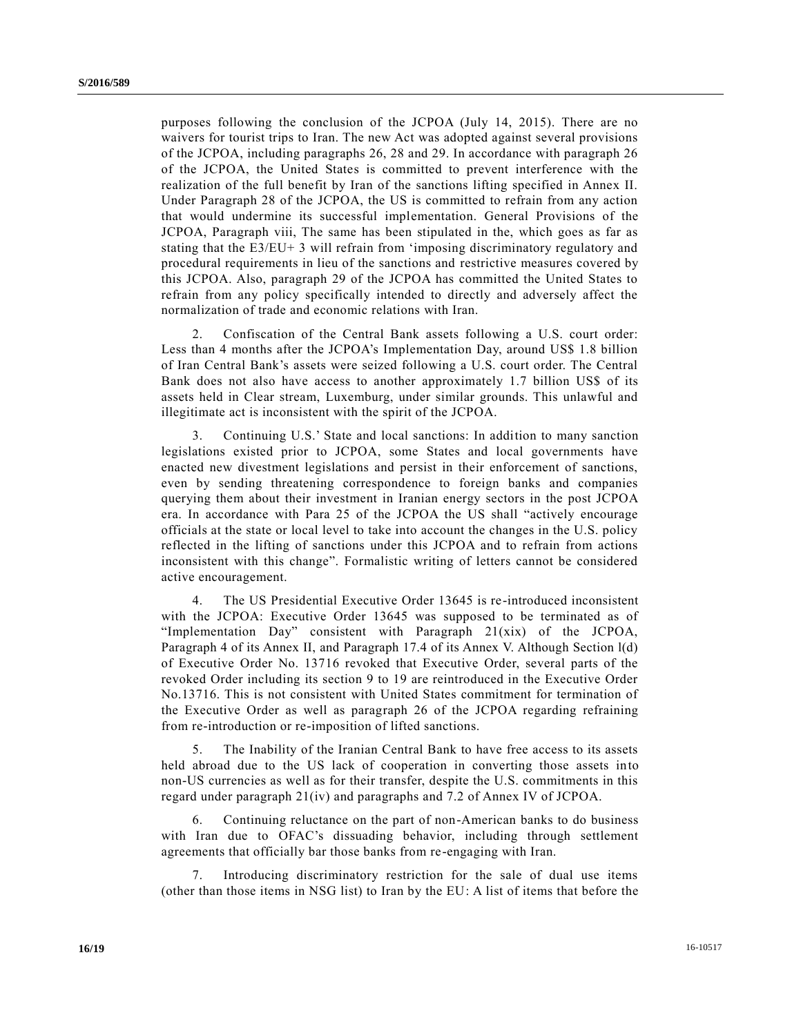purposes following the conclusion of the JCPOA (July 14, 2015). There are no waivers for tourist trips to Iran. The new Act was adopted against several provisions of the JCPOA, including paragraphs 26, 28 and 29. In accordance with paragraph 26 of the JCPOA, the United States is committed to prevent interference with the realization of the full benefit by Iran of the sanctions lifting specified in Annex II. Under Paragraph 28 of the JCPOA, the US is committed to refrain from any action that would undermine its successful implementation. General Provisions of the JCPOA, Paragraph viii, The same has been stipulated in the, which goes as far as stating that the E3/EU+ 3 will refrain from 'imposing discriminatory regulatory and procedural requirements in lieu of the sanctions and restrictive measures covered by this JCPOA. Also, paragraph 29 of the JCPOA has committed the United States to refrain from any policy specifically intended to directly and adversely affect the normalization of trade and economic relations with Iran.

2. Confiscation of the Central Bank assets following a U.S. court order: Less than 4 months after the JCPOA's Implementation Day, around US$ 1.8 billion of Iran Central Bank's assets were seized following a U.S. court order. The Central Bank does not also have access to another approximately 1.7 billion US$ of its assets held in Clear stream, Luxemburg, under similar grounds. This unlawful and illegitimate act is inconsistent with the spirit of the JCPOA.

3. Continuing U.S.' State and local sanctions: In addition to many sanction legislations existed prior to JCPOA, some States and local governments have enacted new divestment legislations and persist in their enforcement of sanctions, even by sending threatening correspondence to foreign banks and companies querying them about their investment in Iranian energy sectors in the post JCPOA era. In accordance with Para 25 of the JCPOA the US shall "actively encourage officials at the state or local level to take into account the changes in the U.S. policy reflected in the lifting of sanctions under this JCPOA and to refrain from actions inconsistent with this change". Formalistic writing of letters cannot be considered active encouragement.

4. The US Presidential Executive Order 13645 is re-introduced inconsistent with the JCPOA: Executive Order 13645 was supposed to be terminated as of "Implementation Day" consistent with Paragraph 21(xix) of the JCPOA, Paragraph 4 of its Annex II, and Paragraph 17.4 of its Annex V. Although Section l(d) of Executive Order No. 13716 revoked that Executive Order, several parts of the revoked Order including its section 9 to 19 are reintroduced in the Executive Order No.13716. This is not consistent with United States commitment for termination of the Executive Order as well as paragraph 26 of the JCPOA regarding refraining from re-introduction or re-imposition of lifted sanctions.

5. The Inability of the Iranian Central Bank to have free access to its assets held abroad due to the US lack of cooperation in converting those assets into non-US currencies as well as for their transfer, despite the U.S. commitments in this regard under paragraph 21(iv) and paragraphs and 7.2 of Annex IV of JCPOA.

6. Continuing reluctance on the part of non-American banks to do business with Iran due to OFAC's dissuading behavior, including through settlement agreements that officially bar those banks from re-engaging with Iran.

7. Introducing discriminatory restriction for the sale of dual use items (other than those items in NSG list) to Iran by the EU: A list of items that before the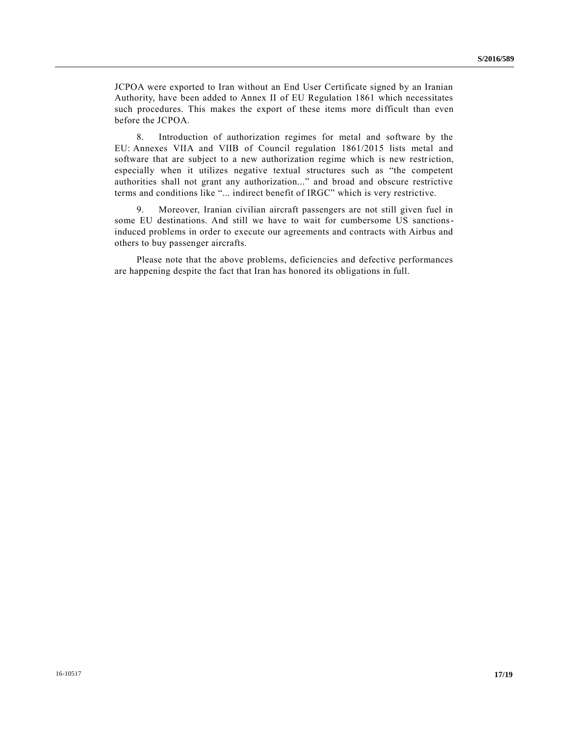JCPOA were exported to Iran without an End User Certificate signed by an Iranian Authority, have been added to Annex II of EU Regulation 1861 which necessitates such procedures. This makes the export of these items more difficult than even before the JCPOA.

8. Introduction of authorization regimes for metal and software by the EU: Annexes VIIA and VIIB of Council regulation 1861/2015 lists metal and software that are subject to a new authorization regime which is new restriction, especially when it utilizes negative textual structures such as "the competent authorities shall not grant any authorization..." and broad and obscure restrictive terms and conditions like "... indirect benefit of IRGC" which is very restrictive.

9. Moreover, Iranian civilian aircraft passengers are not still given fuel in some EU destinations. And still we have to wait for cumbersome US sanctions-induced problems in order to execute our agreements and contracts with Airbus and others to buy passenger aircrafts.

Please note that the above problems, deficiencies and defective performances are happening despite the fact that Iran has honored its obligations in full.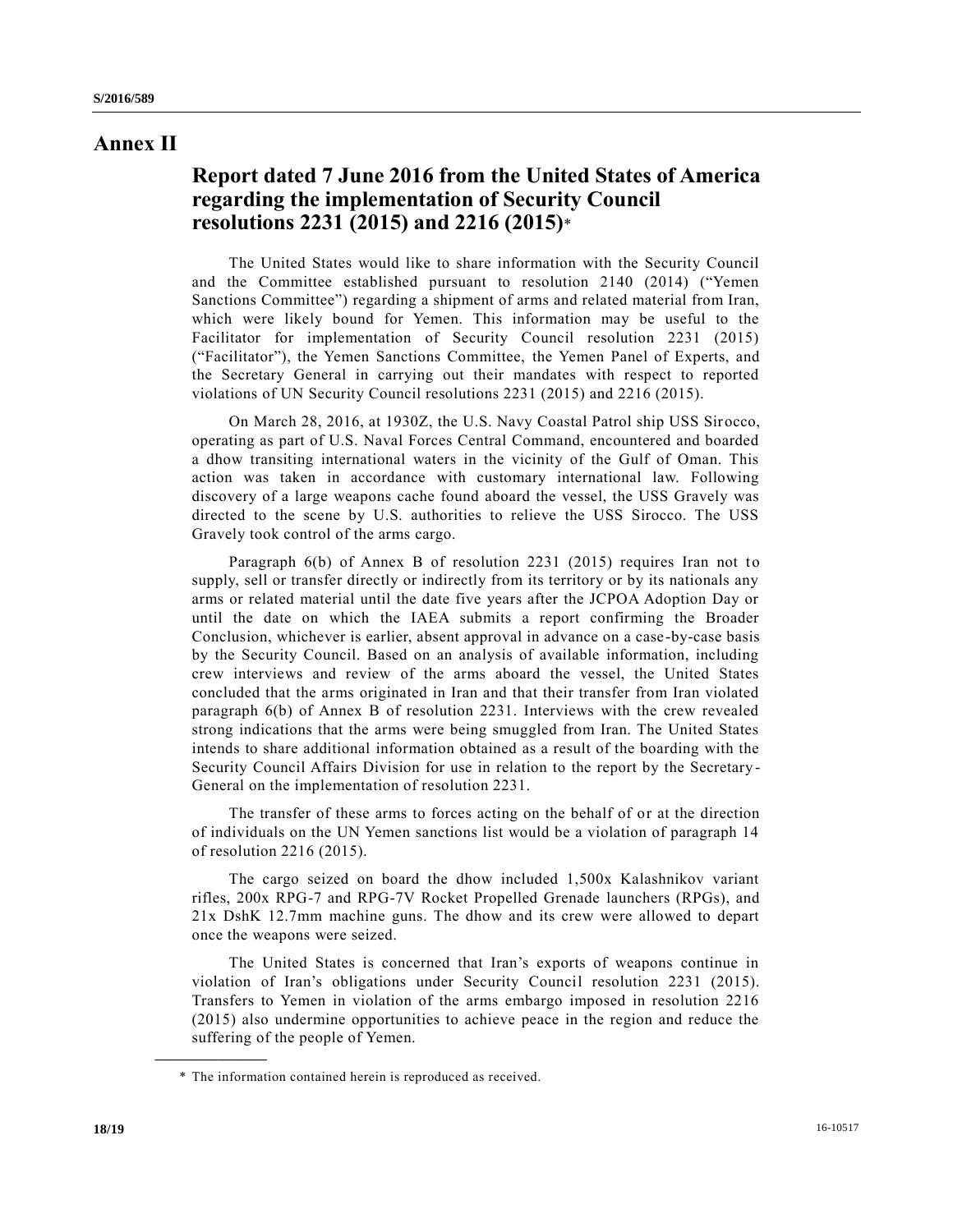# Annex II

## Report dated 7 June 2016 from the United States of America regarding the implementation of Security Council resolutions 2231 (2015) and 2216 (2015)*

The United States would like to share information with the Security Council and the Committee established pursuant to resolution 2140 (2014) ("Yemen Sanctions Committee") regarding a shipment of arms and related material from Iran, which were likely bound for Yemen. This information may be useful to the Facilitator for implementation of Security Council resolution 2231 (2015) ("Facilitator"), the Yemen Sanctions Committee, the Yemen Panel of Experts, and the Secretary General in carrying out their mandates with respect to reported violations of UN Security Council resolutions 2231 (2015) and 2216 (2015).

On March 28, 2016, at 1930Z, the U.S. Navy Coastal Patrol ship USS Sirocco, operating as part of U.S. Naval Forces Central Command, encountered and boarded a dhow transiting international waters in the vicinity of the Gulf of Oman. This action was taken in accordance with customary international law. Following discovery of a large weapons cache found aboard the vessel, the USS Gravely was directed to the scene by U.S. authorities to relieve the USS Sirocco. The USS Gravely took control of the arms cargo.

Paragraph 6(b) of Annex B of resolution 2231 (2015) requires Iran not to supply, sell or transfer directly or indirectly from its territory or by its nationals any arms or related material until the date five years after the JCPOA Adoption Day or until the date on which the IAEA submits a report confirming the Broader Conclusion, whichever is earlier, absent approval in advance on a case-by-case basis by the Security Council. Based on an analysis of available information, including crew interviews and review of the arms aboard the vessel, the United States concluded that the arms originated in Iran and that their transfer from Iran violated paragraph 6(b) of Annex B of resolution 2231. Interviews with the crew revealed strong indications that the arms were being smuggled from Iran. The United States intends to share additional information obtained as a result of the boarding with the Security Council Affairs Division for use in relation to the report by the Secretary-General on the implementation of resolution 2231.

The transfer of these arms to forces acting on the behalf of or at the direction of individuals on the UN Yemen sanctions list would be a violation of paragraph 14 of resolution 2216 (2015).

The cargo seized on board the dhow included 1,500x Kalashnikov variant rifles, 200x RPG-7 and RPG-7V Rocket Propelled Grenade launchers (RPGs), and 21x DshK 12.7mm machine guns. The dhow and its crew were allowed to depart once the weapons were seized.

The United States is concerned that Iran's exports of weapons continue in violation of Iran's obligations under Security Council resolution 2231 (2015). Transfers to Yemen in violation of the arms embargo imposed in resolution 2216 (2015) also undermine opportunities to achieve peace in the region and reduce the suffering of the people of Yemen.

---

\* The information contained herein is reproduced as received.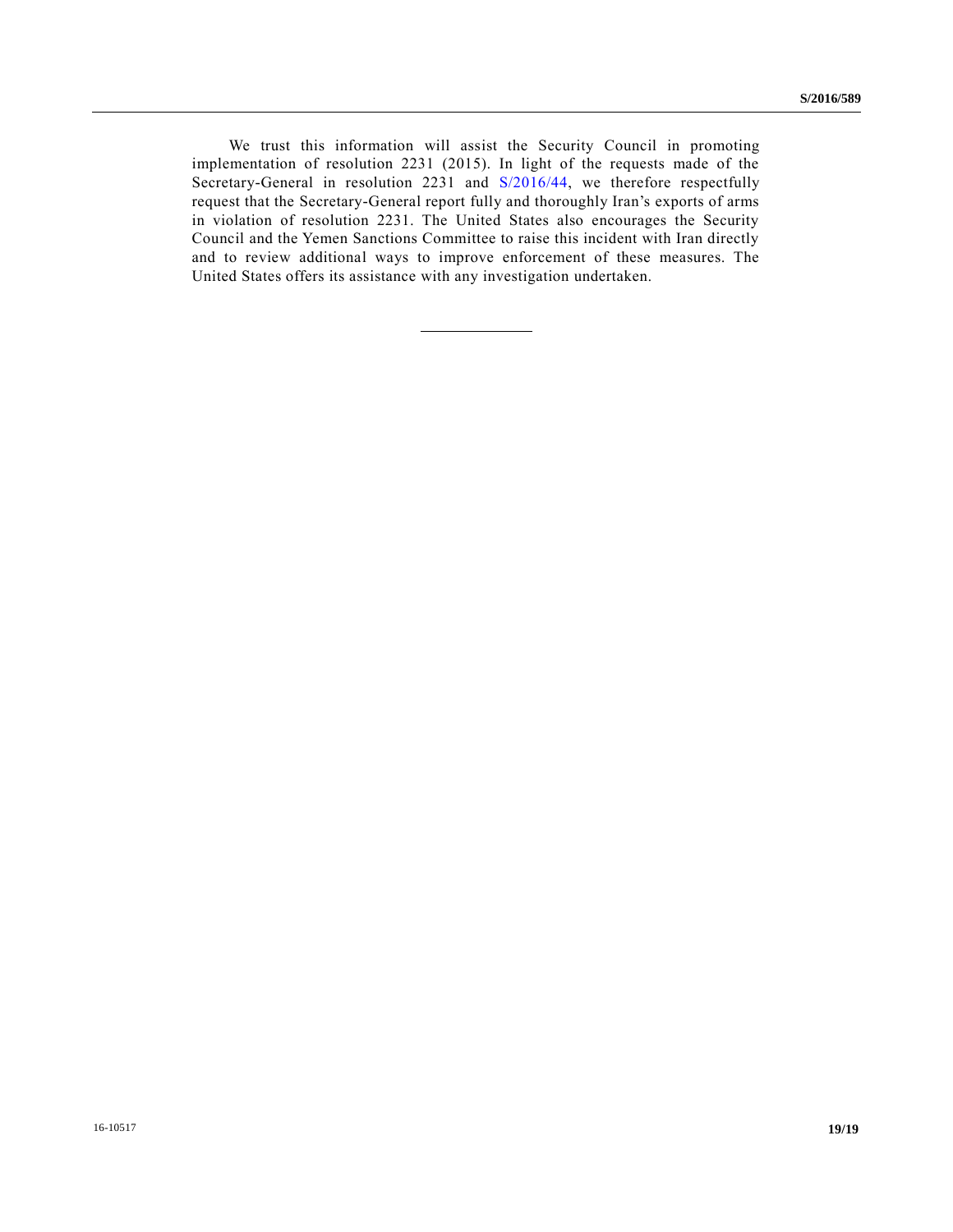We trust this information will assist the Security Council in promoting implementation of resolution 2231 (2015). In light of the requests made of the Secretary-General in resolution 2231 and S/2016/44, we therefore respectfully request that the Secretary-General report fully and thoroughly Iran's exports of arms in violation of resolution 2231. The United States also encourages the Security Council and the Yemen Sanctions Committee to raise this incident with Iran directly and to review additional ways to improve enforcement of these measures. The United States offers its assistance with any investigation undertaken.